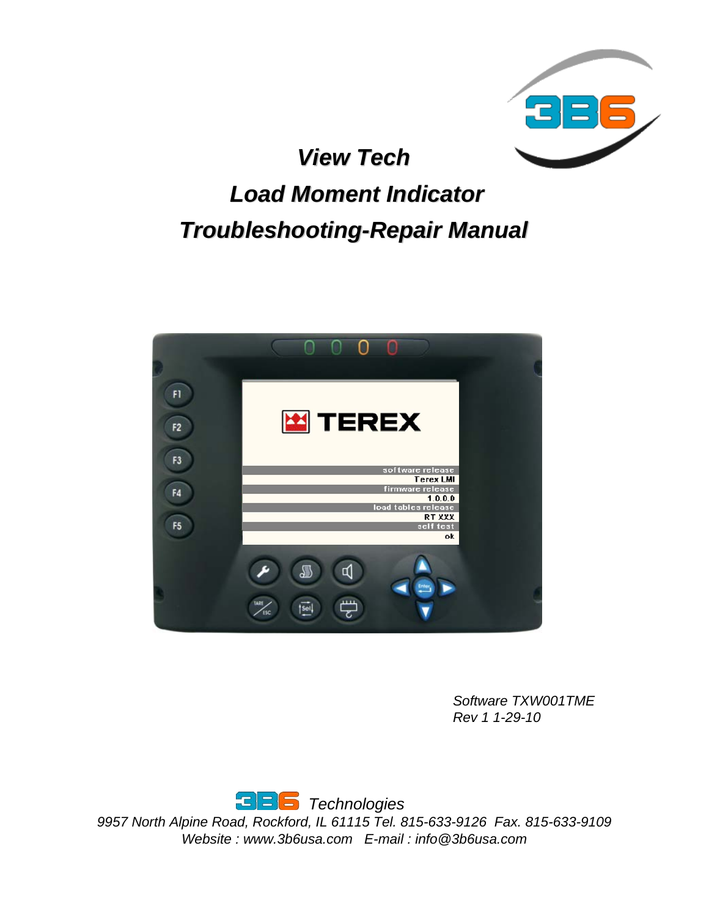# View Tech

# Load Moment Indicator

# Troubleshooting-Repair Manual

*Software TXW001TME*
*Rev 1 1-29-10*

*3B6 Technologies*
*9957 North Alpine Road, Rockford, IL 61115 Tel. 815-633-9126 Fax. 815-633-9109*
*Website : www.3b6usa.com E-mail : info@3b6usa.com*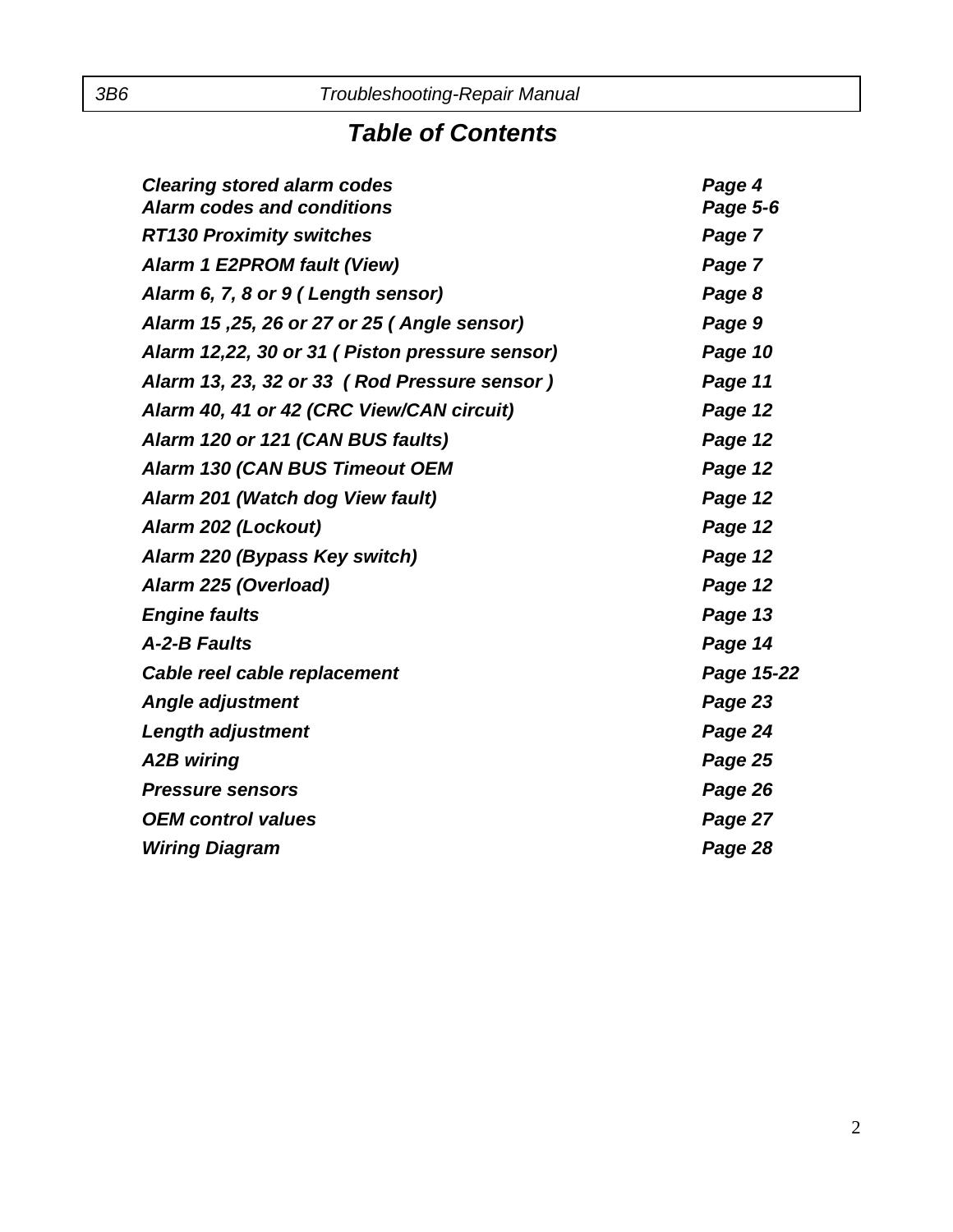# *Table of Contents*

| | |
|---|---|
| ***Clearing stored alarm codes*** | ***Page 4*** |
| ***Alarm codes and conditions*** | ***Page 5-6*** |
| ***RT130 Proximity switches*** | ***Page 7*** |
| ***Alarm 1 E2PROM fault (View)*** | ***Page 7*** |
| ***Alarm 6, 7, 8 or 9 ( Length sensor)*** | ***Page 8*** |
| ***Alarm 15 ,25, 26 or 27 or 25 ( Angle sensor)*** | ***Page 9*** |
| ***Alarm 12,22, 30 or 31 ( Piston pressure sensor)*** | ***Page 10*** |
| ***Alarm 13, 23, 32 or 33 ( Rod Pressure sensor )*** | ***Page 11*** |
| ***Alarm 40, 41 or 42 (CRC View/CAN circuit)*** | ***Page 12*** |
| ***Alarm 120 or 121 (CAN BUS faults)*** | ***Page 12*** |
| ***Alarm 130 (CAN BUS Timeout OEM*** | ***Page 12*** |
| ***Alarm 201 (Watch dog View fault)*** | ***Page 12*** |
| ***Alarm 202 (Lockout)*** | ***Page 12*** |
| ***Alarm 220 (Bypass Key switch)*** | ***Page 12*** |
| ***Alarm 225 (Overload)*** | ***Page 12*** |
| ***Engine faults*** | ***Page 13*** |
| ***A-2-B Faults*** | ***Page 14*** |
| ***Cable reel cable replacement*** | ***Page 15-22*** |
| ***Angle adjustment*** | ***Page 23*** |
| ***Length adjustment*** | ***Page 24*** |
| ***A2B wiring*** | ***Page 25*** |
| ***Pressure sensors*** | ***Page 26*** |
| ***OEM control values*** | ***Page 27*** |
| ***Wiring Diagram*** | ***Page 28*** |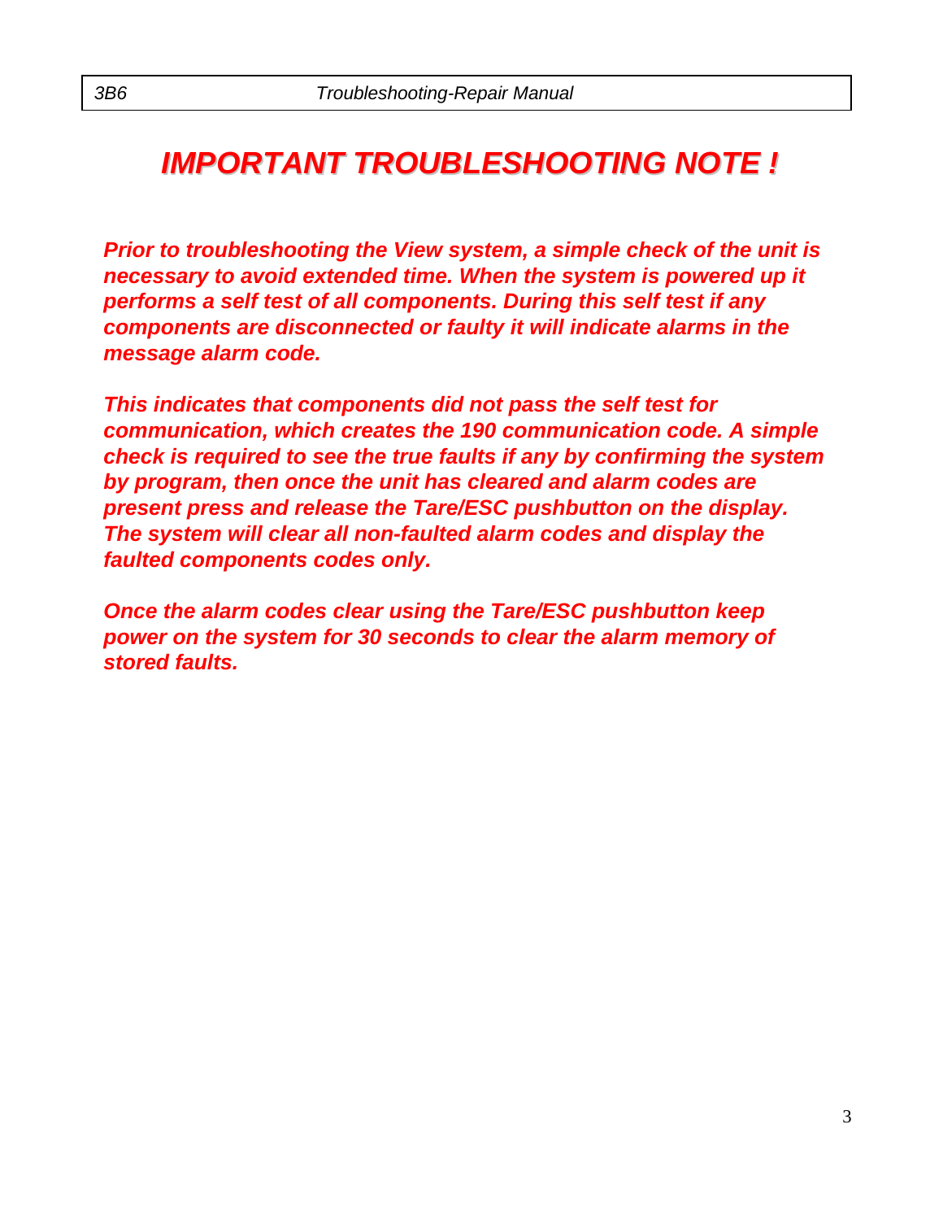# *IMPORTANT TROUBLESHOOTING NOTE !*

***Prior to troubleshooting the View system, a simple check of the unit is necessary to avoid extended time. When the system is powered up it performs a self test of all components. During this self test if any components are disconnected or faulty it will indicate alarms in the message alarm code.***

***This indicates that components did not pass the self test for communication, which creates the 190 communication code. A simple check is required to see the true faults if any by confirming the system by program, then once the unit has cleared and alarm codes are present press and release the Tare/ESC pushbutton on the display. The system will clear all non-faulted alarm codes and display the faulted components codes only.***

***Once the alarm codes clear using the Tare/ESC pushbutton keep power on the system for 30 seconds to clear the alarm memory of stored faults.***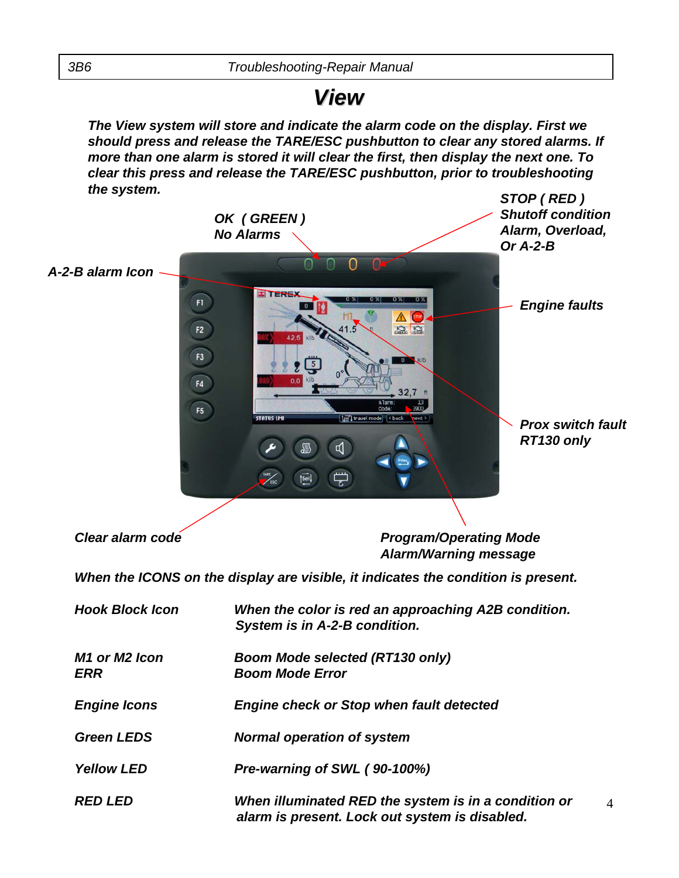# *View*

***The View system will store and indicate the alarm code on the display. First we should press and release the TARE/ESC pushbutton to clear any stored alarms. If more than one alarm is stored it will clear the first, then display the next one. To clear this press and release the TARE/ESC pushbutton, prior to troubleshooting the system.***

***OK ( GREEN ) No Alarms***

***STOP ( RED ) Shutoff condition Alarm, Overload, Or A-2-B***

***A-2-B alarm Icon***

***Engine faults***

***Prox switch fault RT130 only***

***Clear alarm code***

***Program/Operating Mode Alarm/Warning message***

***When the ICONS on the display are visible, it indicates the condition is present.***

| | |
|---|---|
| ***Hook Block Icon*** | ***When the color is red an approaching A2B condition. System is in A-2-B condition.*** |
| ***M1 or M2 Icon*** <br> ***ERR*** | ***Boom Mode selected (RT130 only)*** <br> ***Boom Mode Error*** |
| ***Engine Icons*** | ***Engine check or Stop when fault detected*** |
| ***Green LEDS*** | ***Normal operation of system*** |
| ***Yellow LED*** | ***Pre-warning of SWL ( 90-100%)*** |
| ***RED LED*** | ***When illuminated RED the system is in a condition or alarm is present. Lock out system is disabled.*** |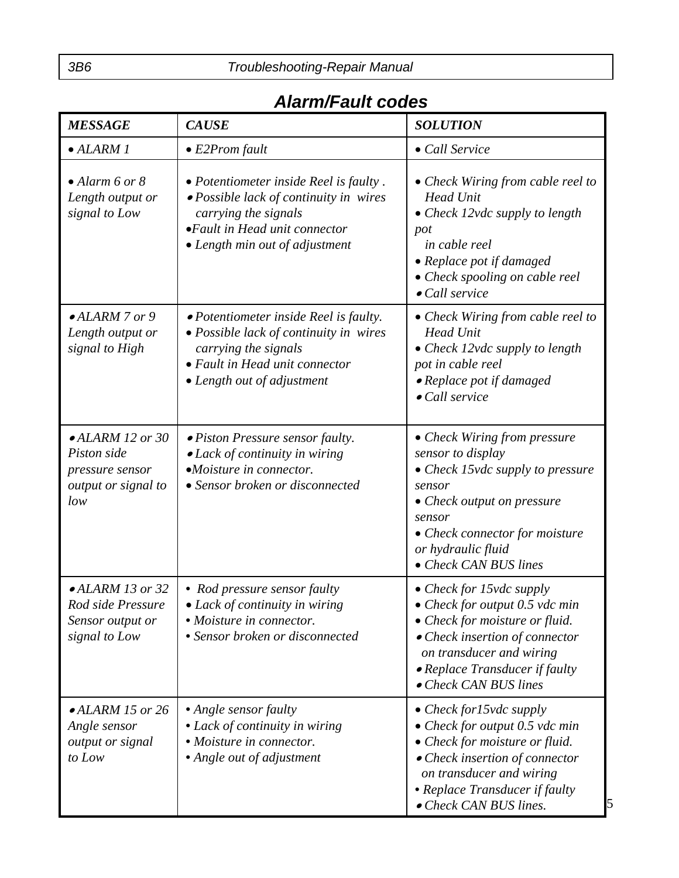## *Alarm/Fault codes*

| *MESSAGE* | *CAUSE* | *SOLUTION* |
|---|---|---|
| • *ALARM 1* | • *E2Prom fault* | • *Call Service* |
| • *Alarm 6 or 8 Length output or signal to Low* | • *Potentiometer inside Reel is faulty .*<br>• *Possible lack of continuity in wires carrying the signals*<br>• *Fault in Head unit connector*<br>• *Length min out of adjustment* | • *Check Wiring from cable reel to Head Unit*<br>• *Check 12vdc supply to length pot in cable reel*<br>• *Replace pot if damaged*<br>• *Check spooling on cable reel*<br>• *Call service* |
| • *ALARM 7 or 9 Length output or signal to High* | • *Potentiometer inside Reel is faulty.*<br>• *Possible lack of continuity in wires carrying the signals*<br>• *Fault in Head unit connector*<br>• *Length out of adjustment* | • *Check Wiring from cable reel to Head Unit*<br>• *Check 12vdc supply to length pot in cable reel*<br>• *Replace pot if damaged*<br>• *Call service* |
| • *ALARM 12 or 30 Piston side pressure sensor output or signal to low* | • *Piston Pressure sensor faulty.*<br>• *Lack of continuity in wiring*<br>• *Moisture in connector.*<br>• *Sensor broken or disconnected* | • *Check Wiring from pressure sensor to display*<br>• *Check 15vdc supply to pressure sensor*<br>• *Check output on pressure sensor*<br>• *Check connector for moisture or hydraulic fluid*<br>• *Check CAN BUS lines* |
| • *ALARM 13 or 32 Rod side Pressure Sensor output or signal to Low* | • *Rod pressure sensor faulty*<br>• *Lack of continuity in wiring*<br>• *Moisture in connector.*<br>• *Sensor broken or disconnected* | • *Check for 15vdc supply*<br>• *Check for output 0.5 vdc min*<br>• *Check for moisture or fluid.*<br>• *Check insertion of connector on transducer and wiring*<br>• *Replace Transducer if faulty*<br>• *Check CAN BUS lines* |
| • *ALARM 15 or 26 Angle sensor output or signal to Low* | • *Angle sensor faulty*<br>• *Lack of continuity in wiring*<br>• *Moisture in connector.*<br>• *Angle out of adjustment* | • *Check for15vdc supply*<br>• *Check for output 0.5 vdc min*<br>• *Check for moisture or fluid.*<br>• *Check insertion of connector on transducer and wiring*<br>• *Replace Transducer if faulty*<br>• *Check CAN BUS lines.* |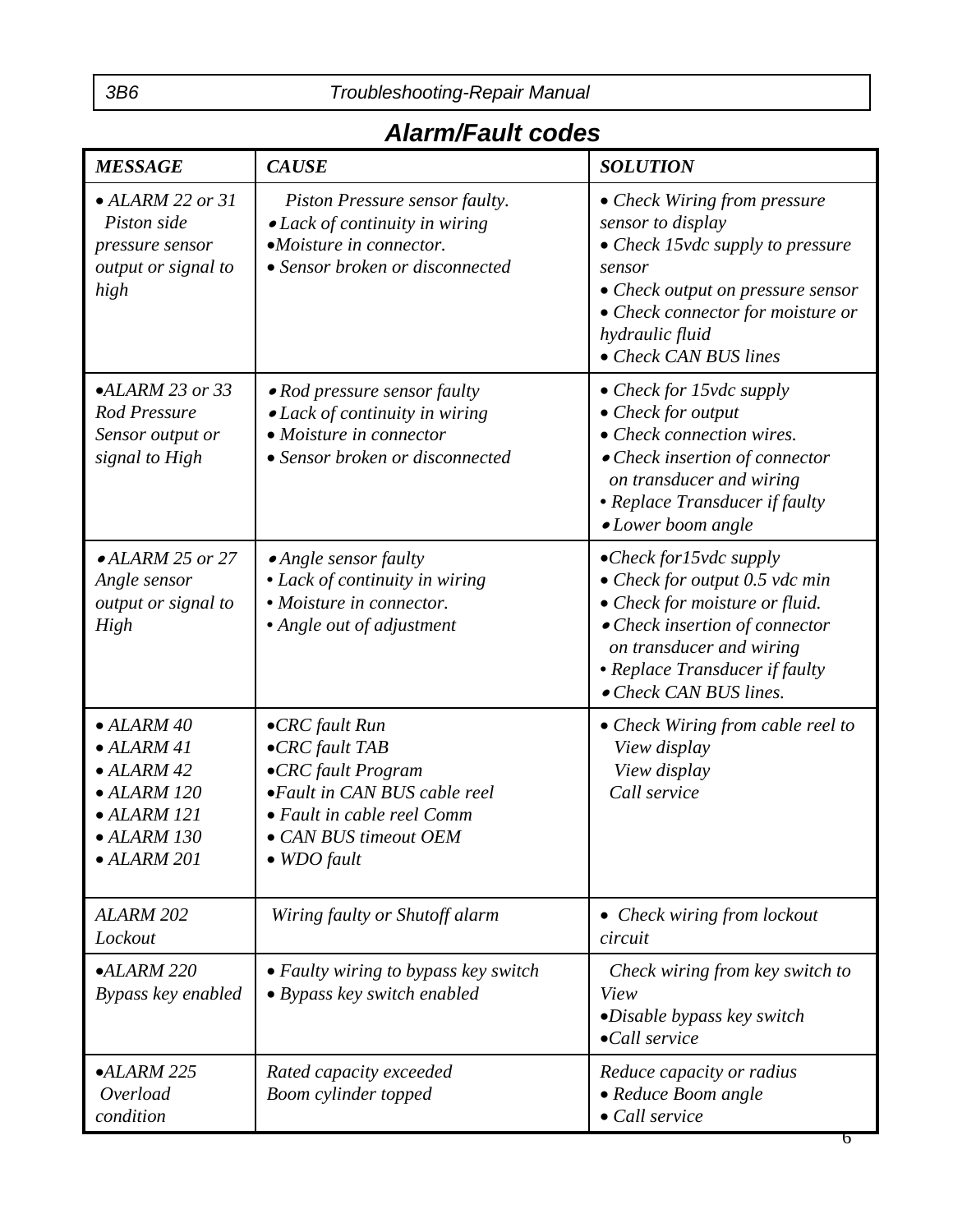# Alarm/Fault codes

| *MESSAGE* | *CAUSE* | *SOLUTION* |
|---|---|---|
| *• ALARM 22 or 31 Piston side pressure sensor output or signal to high* | *Piston Pressure sensor faulty.*<br>*• Lack of continuity in wiring*<br>*•Moisture in connector.*<br>*• Sensor broken or disconnected* | *• Check Wiring from pressure sensor to display*<br>*• Check 15vdc supply to pressure sensor*<br>*• Check output on pressure sensor*<br>*• Check connector for moisture or hydraulic fluid*<br>*• Check CAN BUS lines* |
| *•ALARM 23 or 33 Rod Pressure Sensor output or signal to High* | *• Rod pressure sensor faulty*<br>*• Lack of continuity in wiring*<br>*• Moisture in connector*<br>*• Sensor broken or disconnected* | *• Check for 15vdc supply*<br>*• Check for output*<br>*• Check connection wires.*<br>*• Check insertion of connector on transducer and wiring*<br>*• Replace Transducer if faulty*<br>*• Lower boom angle* |
| *• ALARM 25 or 27 Angle sensor output or signal to High* | *• Angle sensor faulty*<br>*• Lack of continuity in wiring*<br>*• Moisture in connector.*<br>*• Angle out of adjustment* | *•Check for15vdc supply*<br>*• Check for output 0.5 vdc min*<br>*• Check for moisture or fluid.*<br>*• Check insertion of connector on transducer and wiring*<br>*• Replace Transducer if faulty*<br>*• Check CAN BUS lines.* |
| *• ALARM 40*<br>*• ALARM 41*<br>*• ALARM 42*<br>*• ALARM 120*<br>*• ALARM 121*<br>*• ALARM 130*<br>*• ALARM 201* | *•CRC fault Run*<br>*•CRC fault TAB*<br>*•CRC fault Program*<br>*•Fault in CAN BUS cable reel*<br>*• Fault in cable reel Comm*<br>*• CAN BUS timeout OEM*<br>*• WDO fault* | *• Check Wiring from cable reel to View display*<br>*View display*<br>*Call service* |
| *ALARM 202 Lockout* | *Wiring faulty or Shutoff alarm* | *• Check wiring from lockout circuit* |
| *•ALARM 220 Bypass key enabled* | *• Faulty wiring to bypass key switch*<br>*• Bypass key switch enabled* | *Check wiring from key switch to View*<br>*•Disable bypass key switch*<br>*•Call service* |
| *•ALARM 225 Overload condition* | *Rated capacity exceeded*<br>*Boom cylinder topped* | *Reduce capacity or radius*<br>*• Reduce Boom angle*<br>*• Call service* |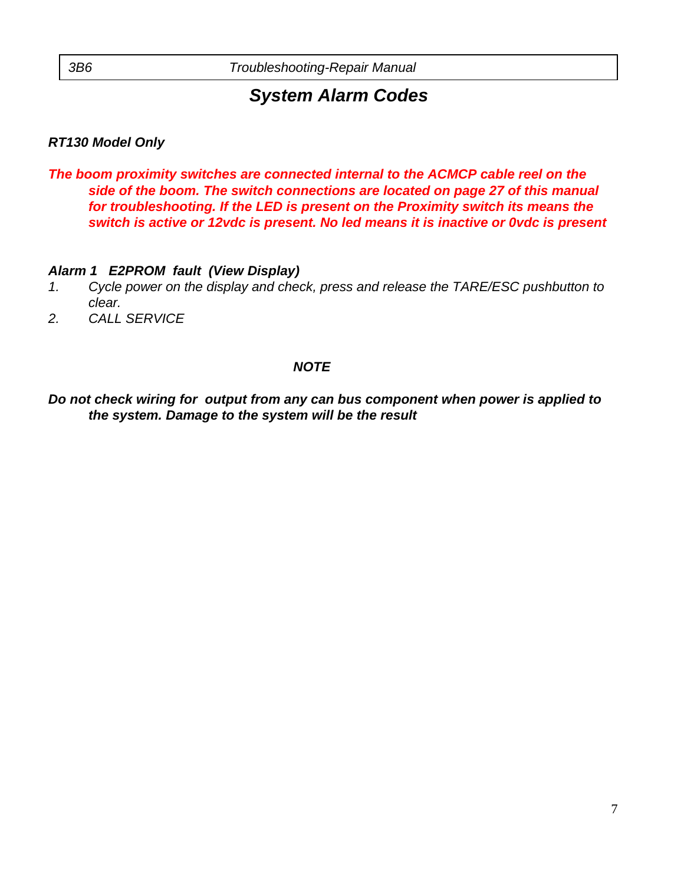# *System Alarm Codes*

***RT130 Model Only***

***The boom proximity switches are connected internal to the ACMCP cable reel on the side of the boom. The switch connections are located on page 27 of this manual for troubleshooting. If the LED is present on the Proximity switch its means the switch is active or 12vdc is present. No led means it is inactive or 0vdc is present***

***Alarm 1 E2PROM fault (View Display)***

1. *Cycle power on the display and check, press and release the TARE/ESC pushbutton to clear.*
2. *CALL SERVICE*

***NOTE***

***Do not check wiring for output from any can bus component when power is applied to the system. Damage to the system will be the result***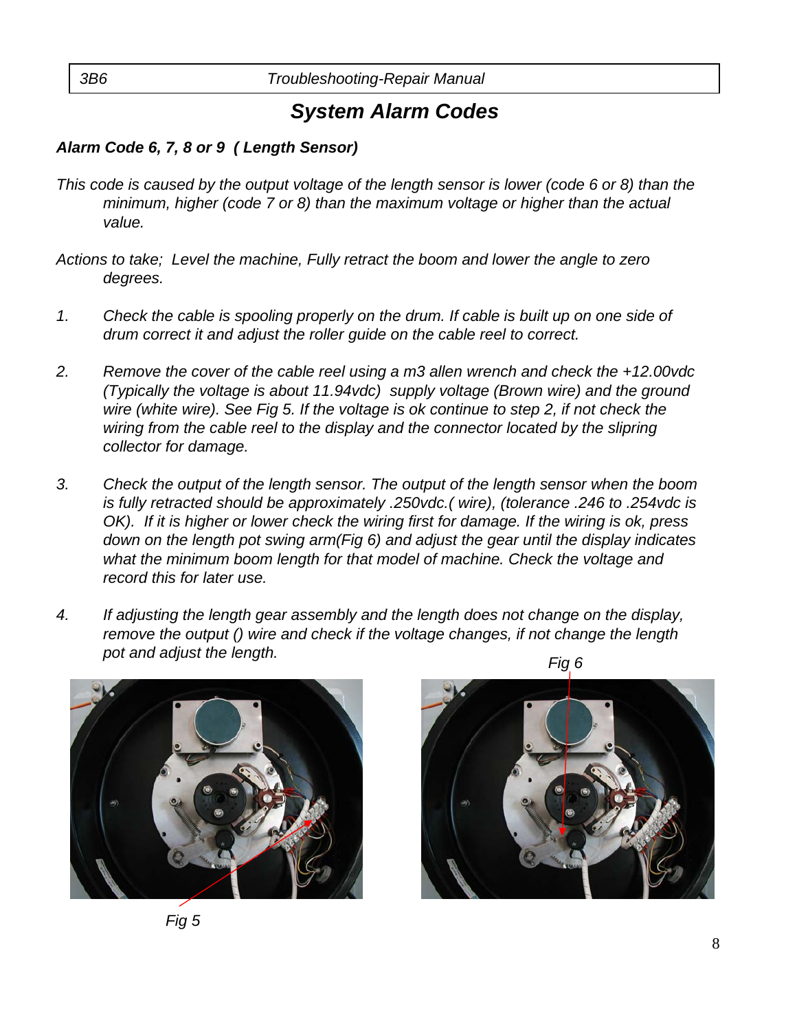## System Alarm Codes

***Alarm Code 6, 7, 8 or 9 ( Length Sensor)***

*This code is caused by the output voltage of the length sensor is lower (code 6 or 8) than the minimum, higher (code 7 or 8) than the maximum voltage or higher than the actual value.*

*Actions to take; Level the machine, Fully retract the boom and lower the angle to zero degrees.*

1. *Check the cable is spooling properly on the drum. If cable is built up on one side of drum correct it and adjust the roller guide on the cable reel to correct.*

2. *Remove the cover of the cable reel using a m3 allen wrench and check the +12.00vdc (Typically the voltage is about 11.94vdc) supply voltage (Brown wire) and the ground wire (white wire). See Fig 5. If the voltage is ok continue to step 2, if not check the wiring from the cable reel to the display and the connector located by the slipring collector for damage.*

3. *Check the output of the length sensor. The output of the length sensor when the boom is fully retracted should be approximately .250vdc.( wire), (tolerance .246 to .254vdc is OK). If it is higher or lower check the wiring first for damage. If the wiring is ok, press down on the length pot swing arm(Fig 6) and adjust the gear until the display indicates what the minimum boom length for that model of machine. Check the voltage and record this for later use.*

4. *If adjusting the length gear assembly and the length does not change on the display, remove the output () wire and check if the voltage changes, if not change the length pot and adjust the length.*

*Fig 6*

*Fig 5*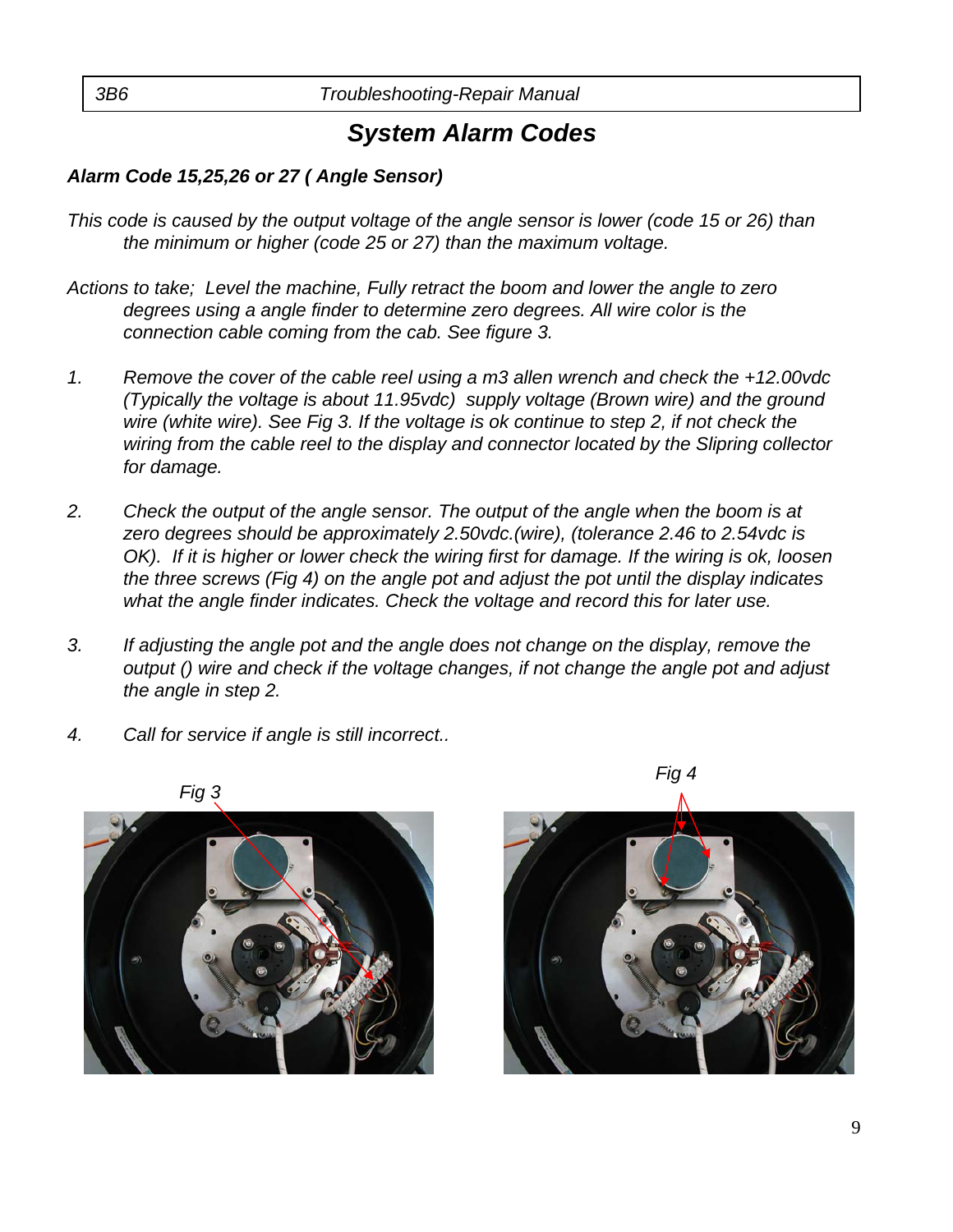## *System Alarm Codes*

***Alarm Code 15,25,26 or 27 ( Angle Sensor)***

*This code is caused by the output voltage of the angle sensor is lower (code 15 or 26) than the minimum or higher (code 25 or 27) than the maximum voltage.*

*Actions to take; Level the machine, Fully retract the boom and lower the angle to zero degrees using a angle finder to determine zero degrees. All wire color is the connection cable coming from the cab. See figure 3.*

1. *Remove the cover of the cable reel using a m3 allen wrench and check the +12.00vdc (Typically the voltage is about 11.95vdc) supply voltage (Brown wire) and the ground wire (white wire). See Fig 3. If the voltage is ok continue to step 2, if not check the wiring from the cable reel to the display and connector located by the Slipring collector for damage.*

2. *Check the output of the angle sensor. The output of the angle when the boom is at zero degrees should be approximately 2.50vdc.(wire), (tolerance 2.46 to 2.54vdc is OK). If it is higher or lower check the wiring first for damage. If the wiring is ok, loosen the three screws (Fig 4) on the angle pot and adjust the pot until the display indicates what the angle finder indicates. Check the voltage and record this for later use.*

3. *If adjusting the angle pot and the angle does not change on the display, remove the output () wire and check if the voltage changes, if not change the angle pot and adjust the angle in step 2.*

4. *Call for service if angle is still incorrect..*

*Fig 3*

*Fig 4*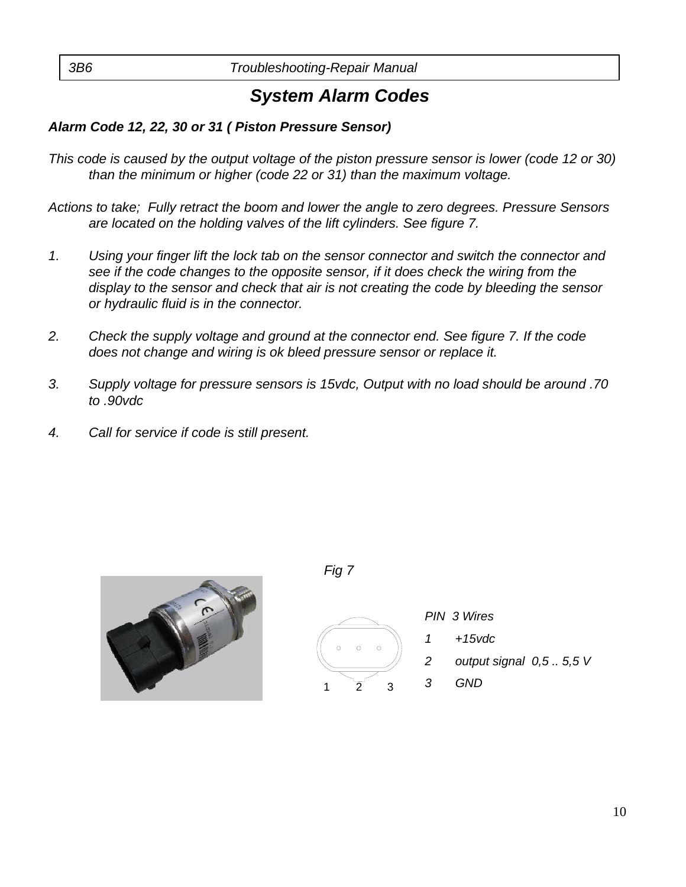# System Alarm Codes

***Alarm Code 12, 22, 30 or 31 ( Piston Pressure Sensor)***

*This code is caused by the output voltage of the piston pressure sensor is lower (code 12 or 30) than the minimum or higher (code 22 or 31) than the maximum voltage.*

*Actions to take; Fully retract the boom and lower the angle to zero degrees. Pressure Sensors are located on the holding valves of the lift cylinders. See figure 7.*

1. *Using your finger lift the lock tab on the sensor connector and switch the connector and see if the code changes to the opposite sensor, if it does check the wiring from the display to the sensor and check that air is not creating the code by bleeding the sensor or hydraulic fluid is in the connector.*

2. *Check the supply voltage and ground at the connector end. See figure 7. If the code does not change and wiring is ok bleed pressure sensor or replace it.*

3. *Supply voltage for pressure sensors is 15vdc, Output with no load should be around .70 to .90vdc*

4. *Call for service if code is still present.*

*Fig 7*

1 2 3

| PIN | 3 Wires |
|---|---|
| 1 | +15vdc |
| 2 | output signal 0,5 .. 5,5 V |
| 3 | GND |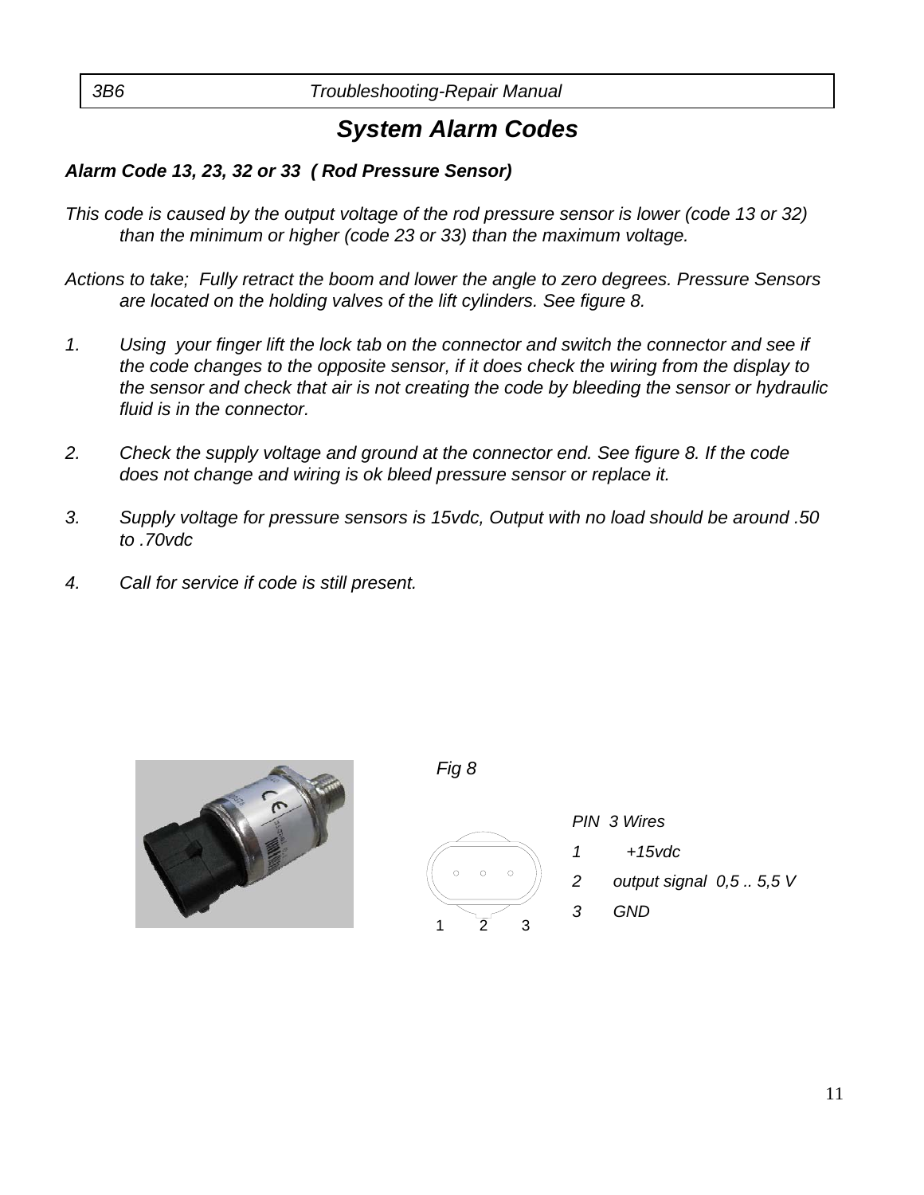## *System Alarm Codes*

***Alarm Code 13, 23, 32 or 33 ( Rod Pressure Sensor)***

*This code is caused by the output voltage of the rod pressure sensor is lower (code 13 or 32) than the minimum or higher (code 23 or 33) than the maximum voltage.*

*Actions to take; Fully retract the boom and lower the angle to zero degrees. Pressure Sensors are located on the holding valves of the lift cylinders. See figure 8.*

1. *Using your finger lift the lock tab on the connector and switch the connector and see if the code changes to the opposite sensor, if it does check the wiring from the display to the sensor and check that air is not creating the code by bleeding the sensor or hydraulic fluid is in the connector.*

2. *Check the supply voltage and ground at the connector end. See figure 8. If the code does not change and wiring is ok bleed pressure sensor or replace it.*

3. *Supply voltage for pressure sensors is 15vdc, Output with no load should be around .50 to .70vdc*

4. *Call for service if code is still present.*

*Fig 8*

1 2 3

| PIN | 3 Wires |
| --- | --- |
| 1 | +15vdc |
| 2 | output signal 0,5 .. 5,5 V |
| 3 | GND |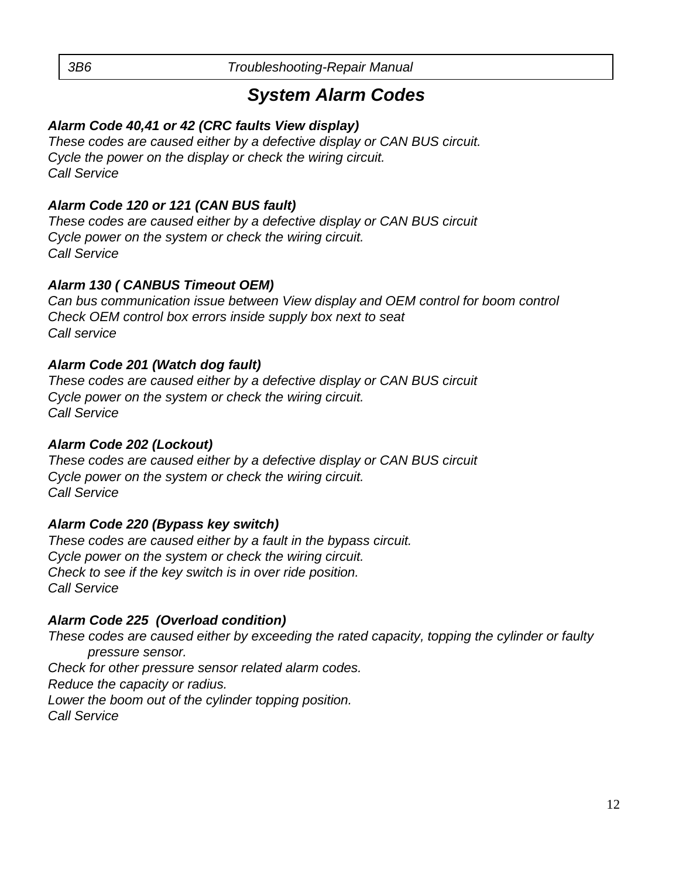## *System Alarm Codes*

***Alarm Code 40,41 or 42 (CRC faults View display)***
*These codes are caused either by a defective display or CAN BUS circuit.*
*Cycle the power on the display or check the wiring circuit.*
*Call Service*

***Alarm Code 120 or 121 (CAN BUS fault)***
*These codes are caused either by a defective display or CAN BUS circuit*
*Cycle power on the system or check the wiring circuit.*
*Call Service*

***Alarm 130 ( CANBUS Timeout OEM)***
*Can bus communication issue between View display and OEM control for boom control*
*Check OEM control box errors inside supply box next to seat*
*Call service*

***Alarm Code 201 (Watch dog fault)***
*These codes are caused either by a defective display or CAN BUS circuit*
*Cycle power on the system or check the wiring circuit.*
*Call Service*

***Alarm Code 202 (Lockout)***
*These codes are caused either by a defective display or CAN BUS circuit*
*Cycle power on the system or check the wiring circuit.*
*Call Service*

***Alarm Code 220 (Bypass key switch)***
*These codes are caused either by a fault in the bypass circuit.*
*Cycle power on the system or check the wiring circuit.*
*Check to see if the key switch is in over ride position.*
*Call Service*

***Alarm Code 225 (Overload condition)***
*These codes are caused either by exceeding the rated capacity, topping the cylinder or faulty pressure sensor.*
*Check for other pressure sensor related alarm codes.*
*Reduce the capacity or radius.*
*Lower the boom out of the cylinder topping position.*
*Call Service*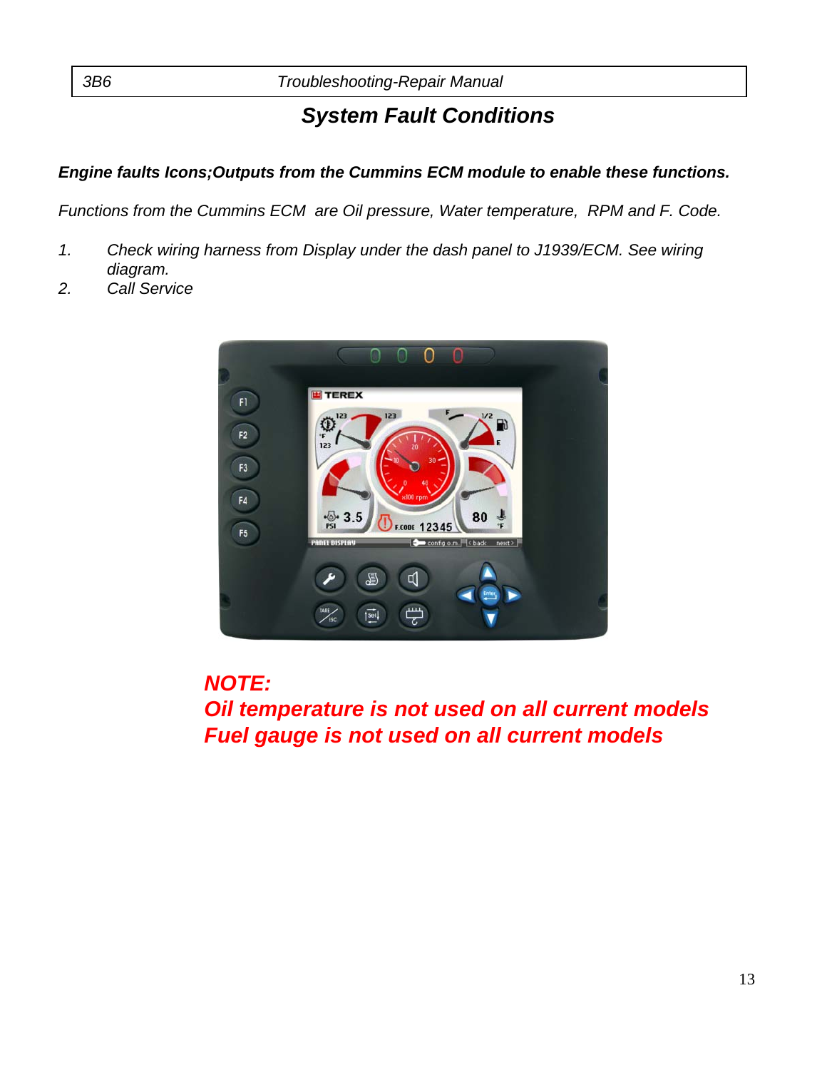# System Fault Conditions

***Engine faults Icons;Outputs from the Cummins ECM module to enable these functions.***

*Functions from the Cummins ECM are Oil pressure, Water temperature, RPM and F. Code.*

1. *Check wiring harness from Display under the dash panel to J1939/ECM. See wiring diagram.*
2. *Call Service*

***NOTE:***
***Oil temperature is not used on all current models***
***Fuel gauge is not used on all current models***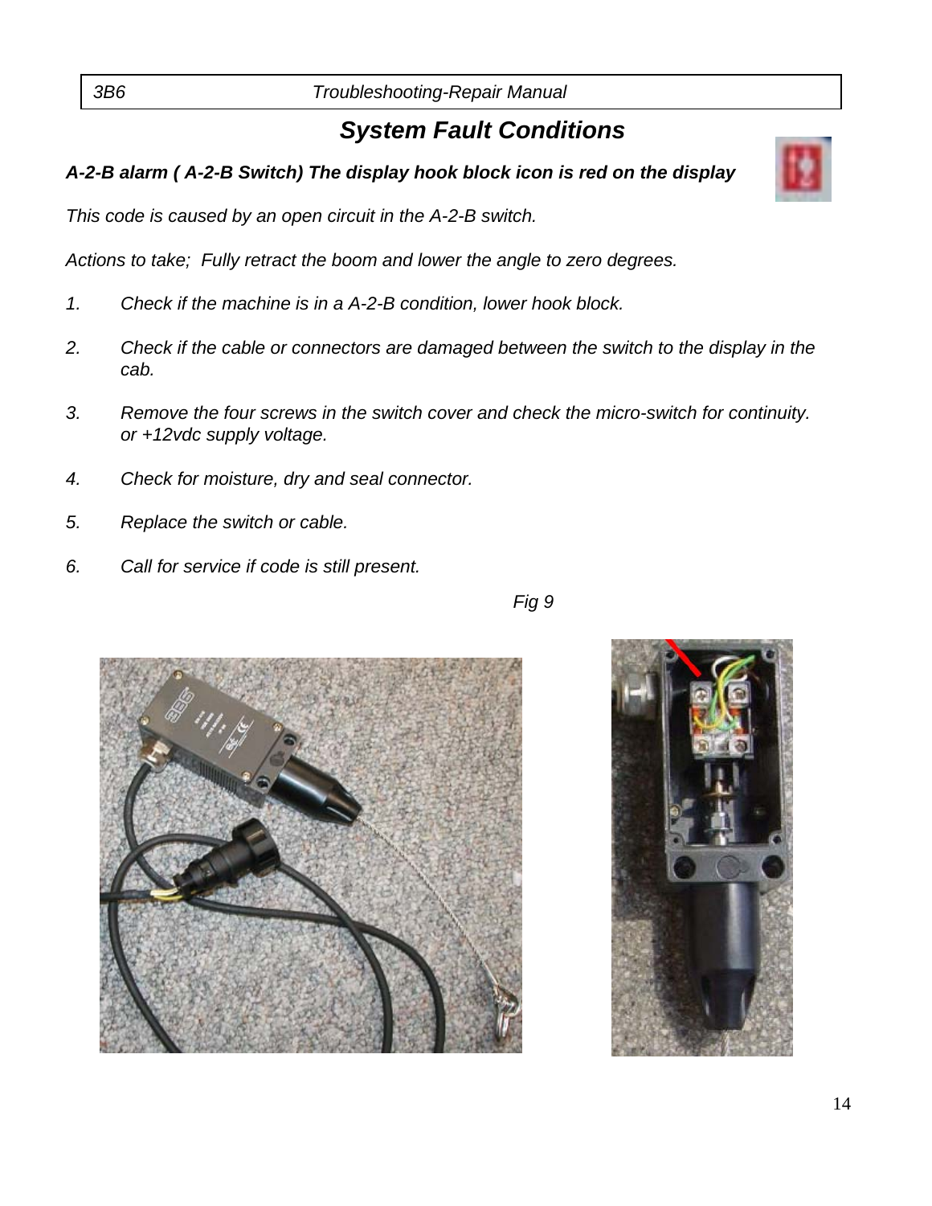## *System Fault Conditions*

***A-2-B alarm ( A-2-B Switch) The display hook block icon is red on the display***

*This code is caused by an open circuit in the A-2-B switch.*

*Actions to take;  Fully retract the boom and lower the angle to zero degrees.*

1. *Check if the machine is in a A-2-B condition, lower hook block.*
2. *Check if the cable or connectors are damaged between the switch to the display in the cab.*
3. *Remove the four screws in the switch cover and check the micro-switch for continuity. or +12vdc supply voltage.*
4. *Check for moisture, dry and seal connector.*
5. *Replace the switch or cable.*
6. *Call for service if code is still present.*

*Fig 9*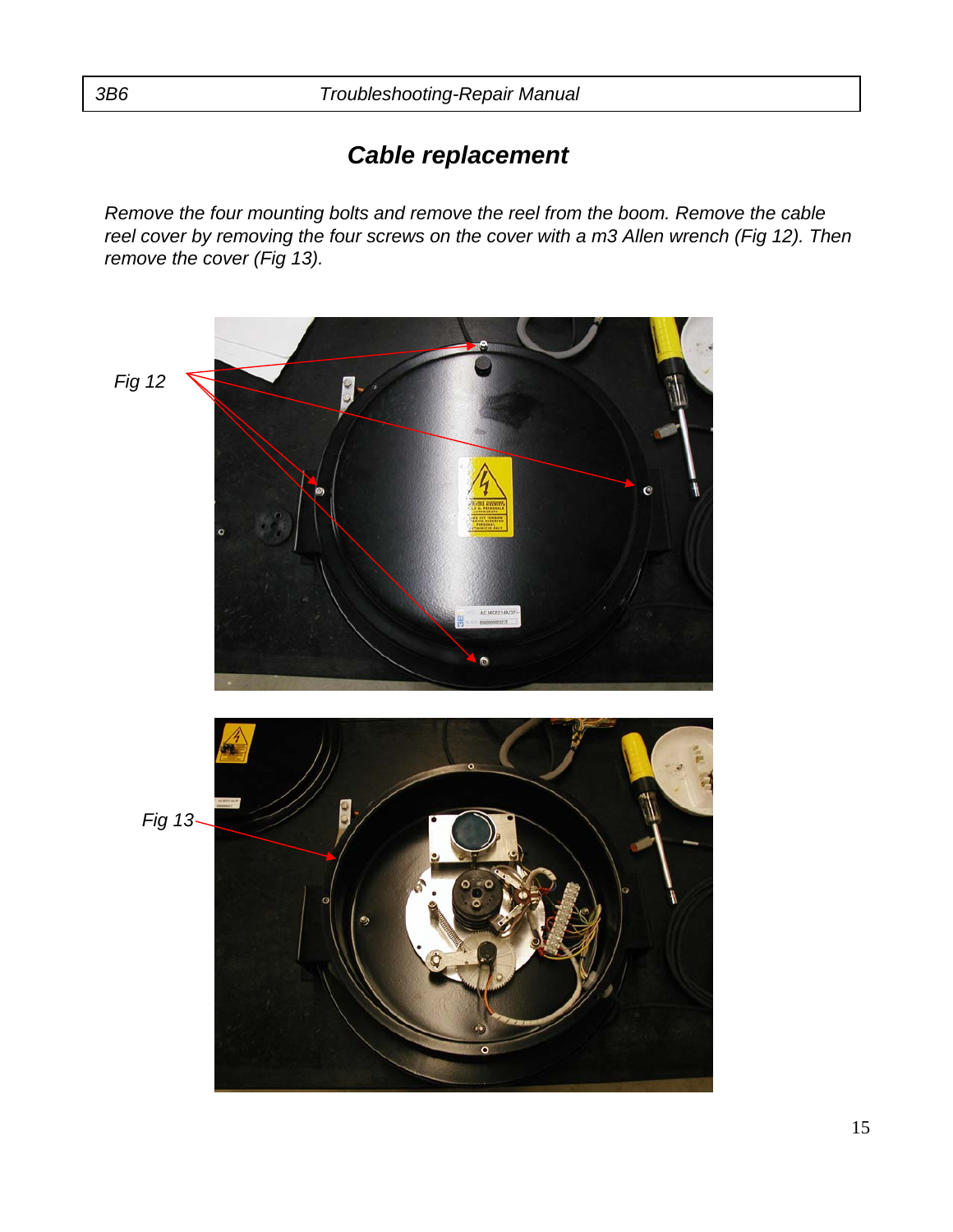## *Cable replacement*

*Remove the four mounting bolts and remove the reel from the boom. Remove the cable reel cover by removing the four screws on the cover with a m3 Allen wrench (Fig 12). Then remove the cover (Fig 13).*

*Fig 12*

*Fig 13*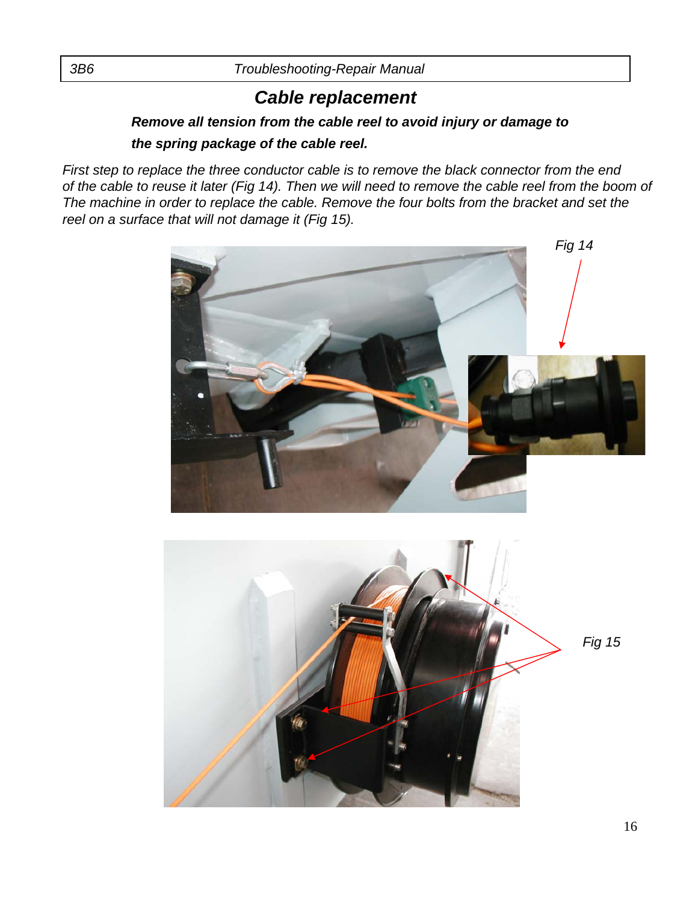## *Cable replacement*

***Remove all tension from the cable reel to avoid injury or damage to the spring package of the cable reel.***

*First step to replace the three conductor cable is to remove the black connector from the end of the cable to reuse it later (Fig 14). Then we will need to remove the cable reel from the boom of The machine in order to replace the cable. Remove the four bolts from the bracket and set the reel on a surface that will not damage it (Fig 15).*

*Fig 14*

*Fig 15*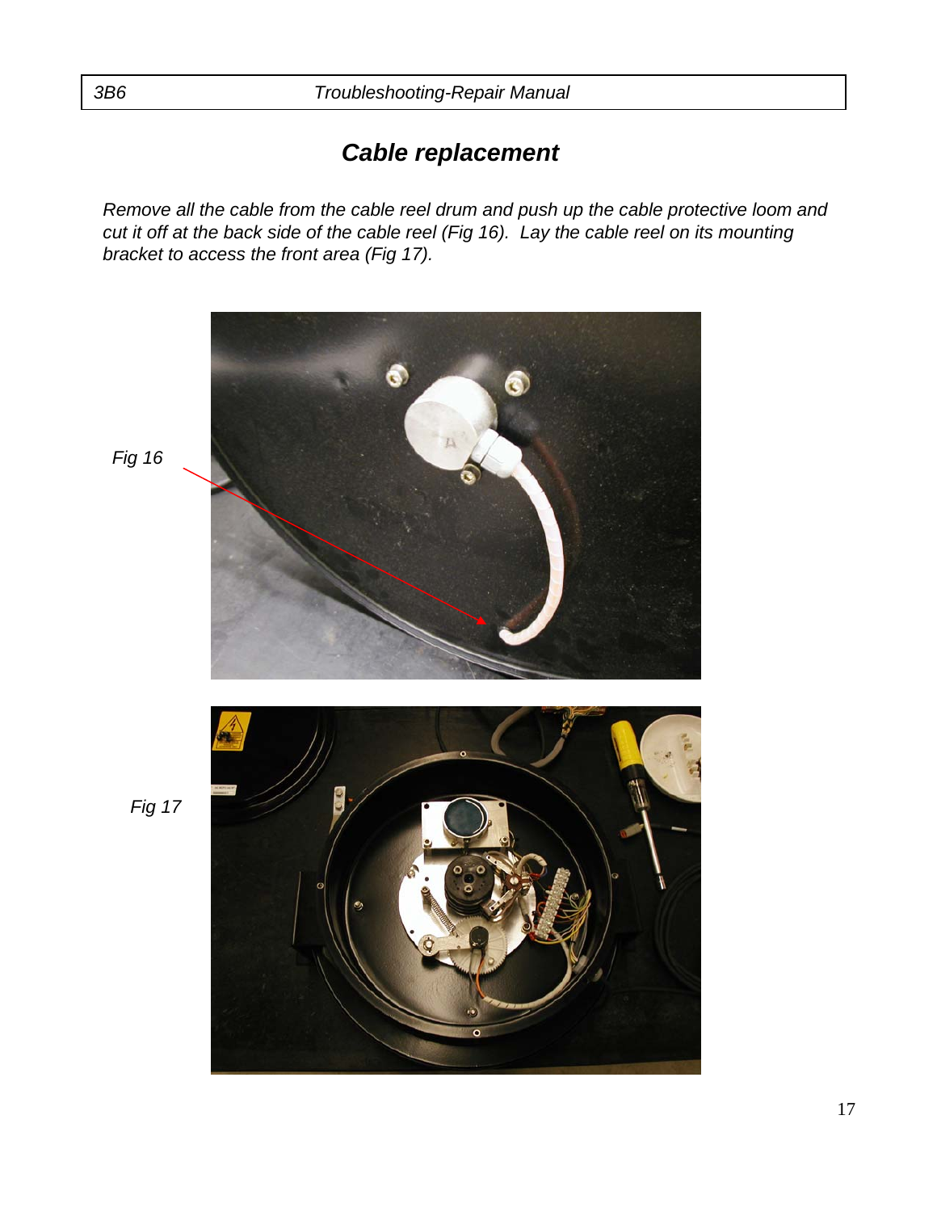## *Cable replacement*

*Remove all the cable from the cable reel drum and push up the cable protective loom and cut it off at the back side of the cable reel (Fig 16). Lay the cable reel on its mounting bracket to access the front area (Fig 17).*

*Fig 16*

*Fig 17*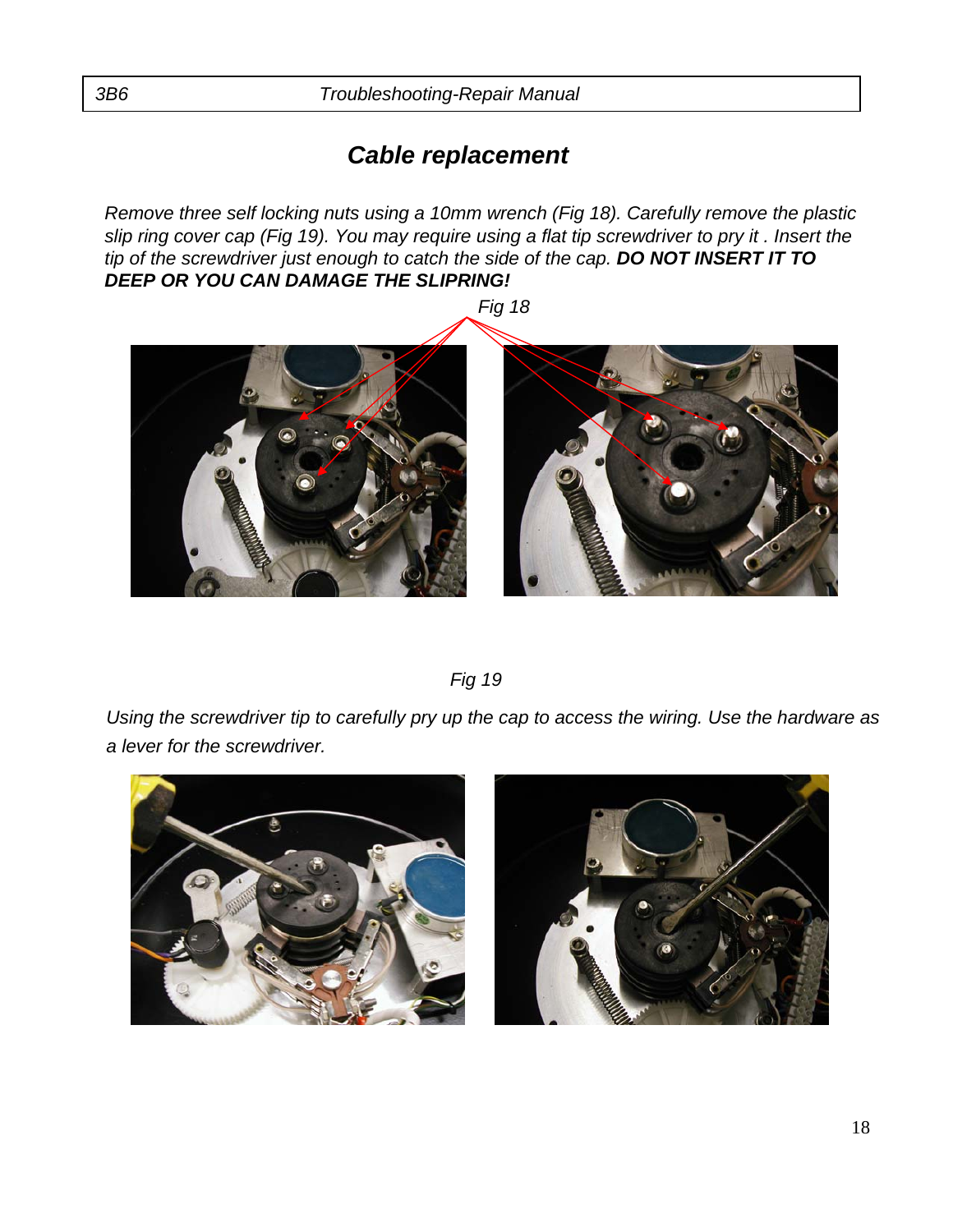## *Cable replacement*

*Remove three self locking nuts using a 10mm wrench (Fig 18). Carefully remove the plastic slip ring cover cap (Fig 19). You may require using a flat tip screwdriver to pry it . Insert the tip of the screwdriver just enough to catch the side of the cap.* ***DO NOT INSERT IT TO DEEP OR YOU CAN DAMAGE THE SLIPRING!***

*Fig 18*

*Fig 19*

*Using the screwdriver tip to carefully pry up the cap to access the wiring. Use the hardware as a lever for the screwdriver.*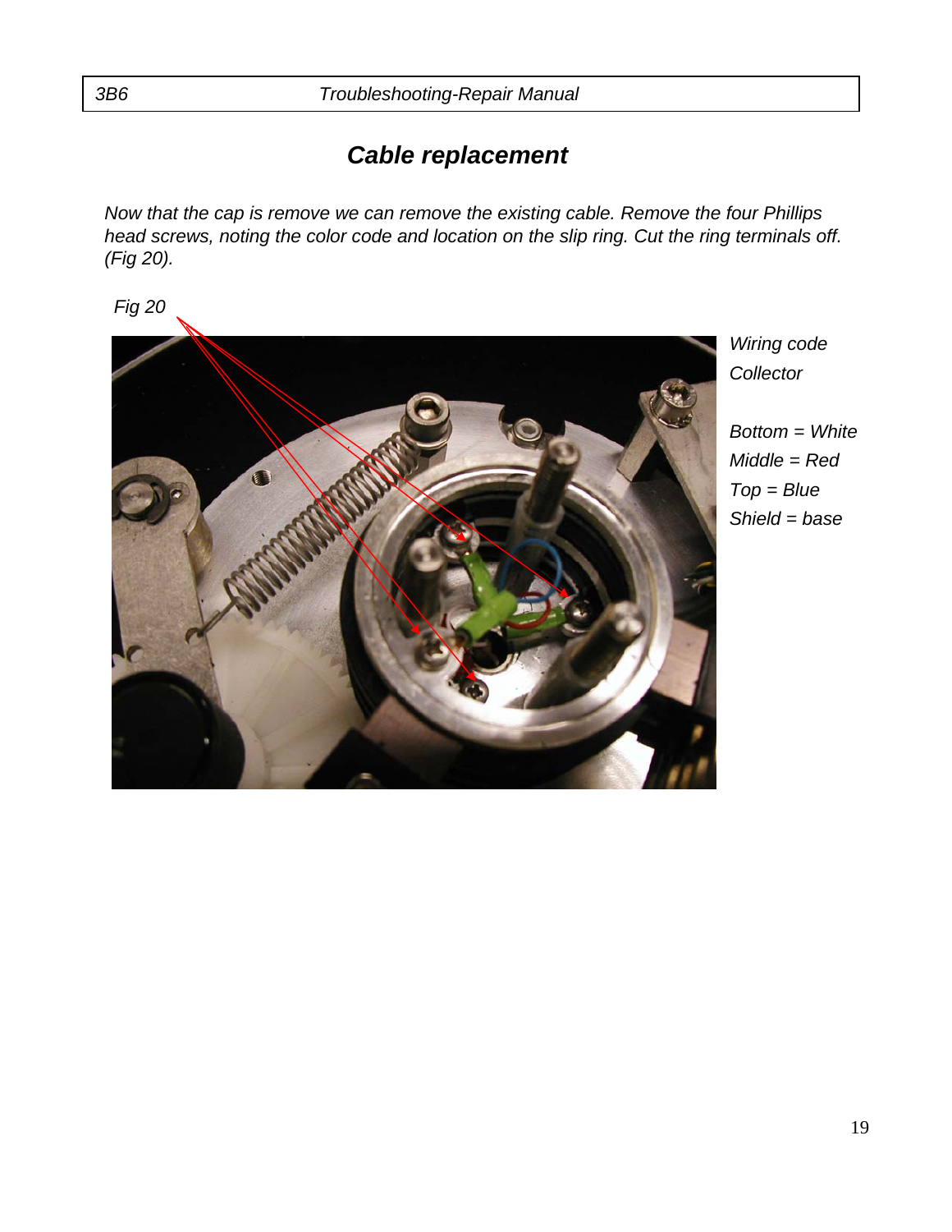# *Cable replacement*

*Now that the cap is remove we can remove the existing cable. Remove the four Phillips head screws, noting the color code and location on the slip ring. Cut the ring terminals off. (Fig 20).*

*Fig 20*

*Wiring code*
*Collector*

*Bottom = White*
*Middle = Red*
*Top = Blue*
*Shield = base*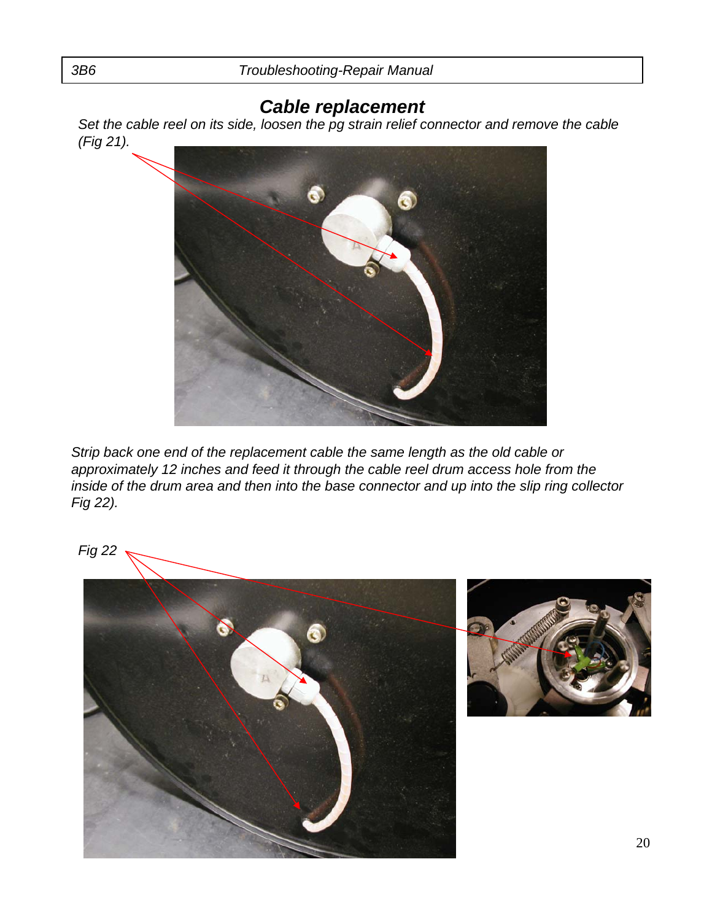## *Cable replacement*

*Set the cable reel on its side, loosen the pg strain relief connector and remove the cable (Fig 21).*

*Strip back one end of the replacement cable the same length as the old cable or approximately 12 inches and feed it through the cable reel drum access hole from the inside of the drum area and then into the base connector and up into the slip ring collector Fig 22).*

*Fig 22*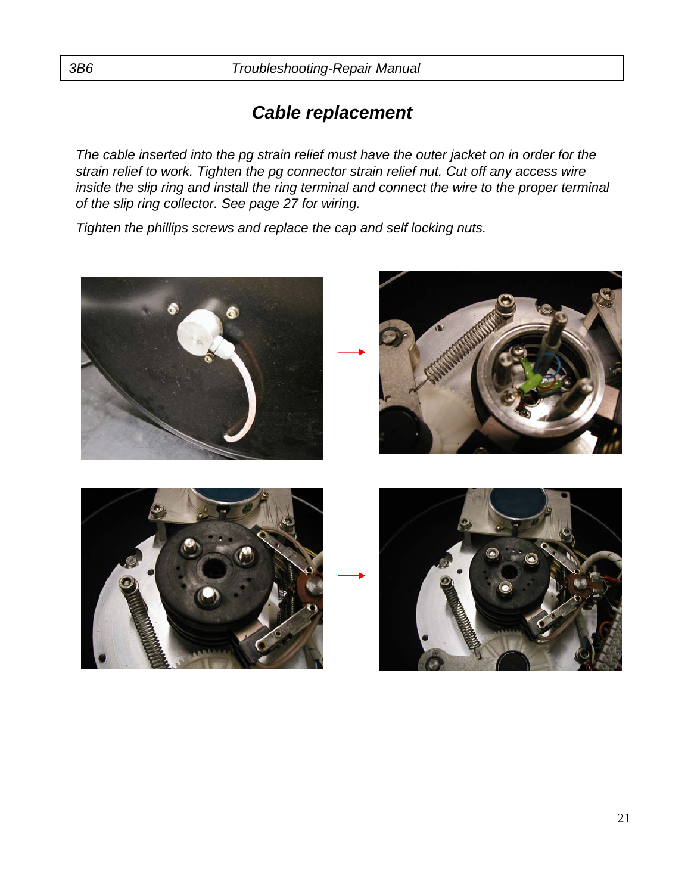# *Cable replacement*

*The cable inserted into the pg strain relief must have the outer jacket on in order for the strain relief to work. Tighten the pg connector strain relief nut. Cut off any access wire inside the slip ring and install the ring terminal and connect the wire to the proper terminal of the slip ring collector. See page 27 for wiring.*

*Tighten the phillips screws and replace the cap and self locking nuts.*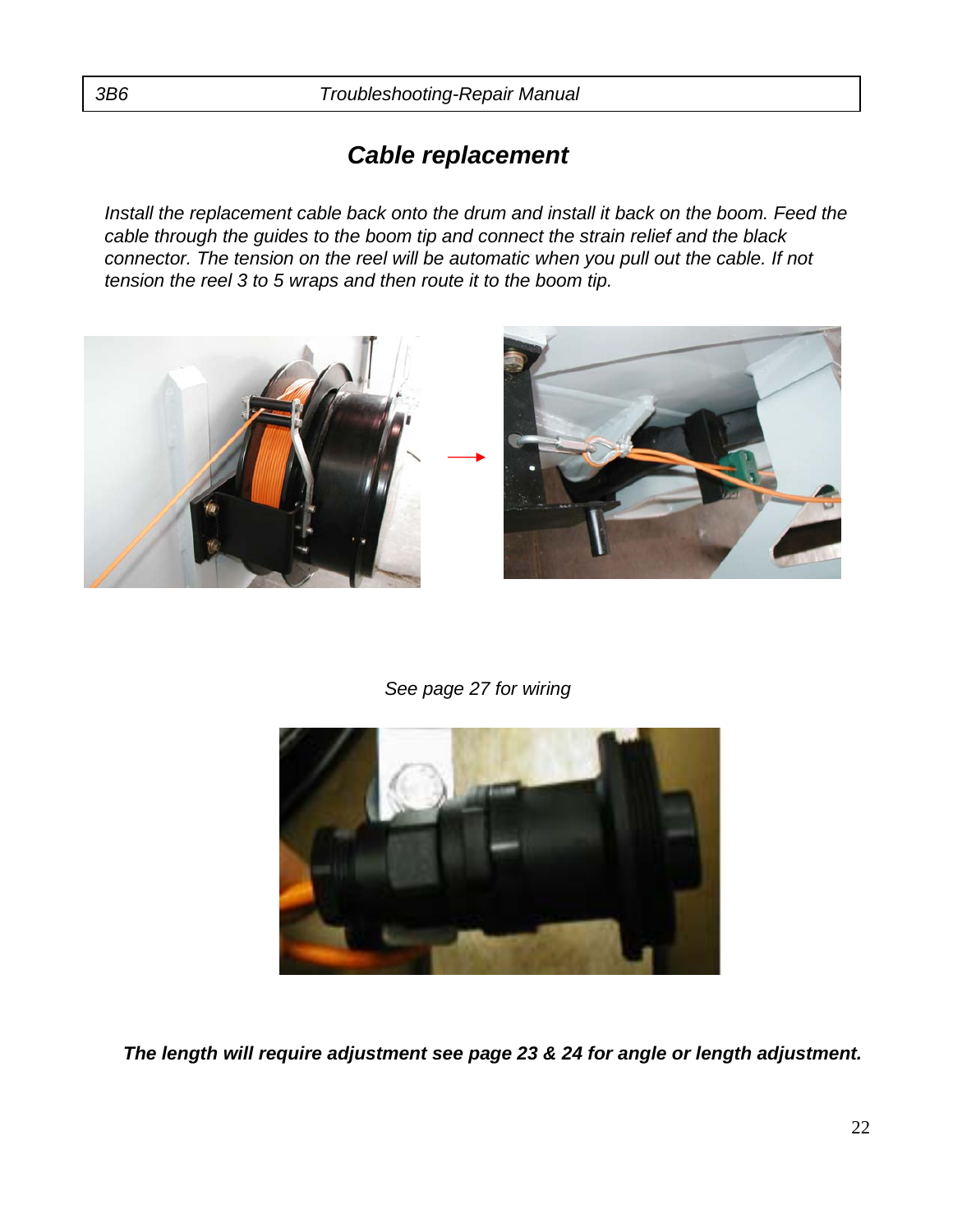# *Cable replacement*

*Install the replacement cable back onto the drum and install it back on the boom. Feed the cable through the guides to the boom tip and connect the strain relief and the black connector. The tension on the reel will be automatic when you pull out the cable. If not tension the reel 3 to 5 wraps and then route it to the boom tip.*

*See page 27 for wiring*

***The length will require adjustment see page 23 & 24 for angle or length adjustment.***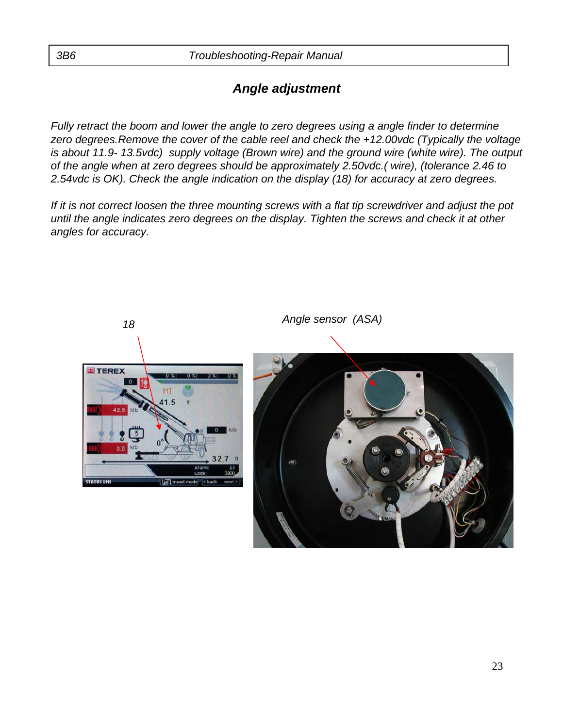## *Angle adjustment*

*Fully retract the boom and lower the angle to zero degrees using a angle finder to determine zero degrees.Remove the cover of the cable reel and check the +12.00vdc (Typically the voltage is about 11.9- 13.5vdc) supply voltage (Brown wire) and the ground wire (white wire). The output of the angle when at zero degrees should be approximately 2.50vdc.( wire), (tolerance 2.46 to 2.54vdc is OK). Check the angle indication on the display (18) for accuracy at zero degrees.*

*If it is not correct loosen the three mounting screws with a flat tip screwdriver and adjust the pot until the angle indicates zero degrees on the display. Tighten the screws and check it at other angles for accuracy.*

*18*

*Angle sensor (ASA)*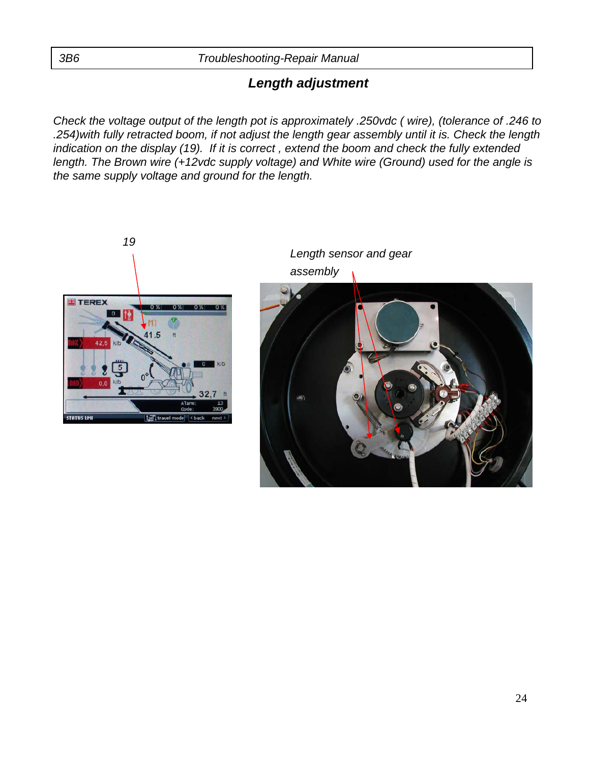## Length adjustment

*Check the voltage output of the length pot is approximately .250vdc ( wire), (tolerance of .246 to .254)with fully retracted boom, if not adjust the length gear assembly until it is. Check the length indication on the display (19).  If it is correct , extend the boom and check the fully extended length. The Brown wire (+12vdc supply voltage) and White wire (Ground) used for the angle is the same supply voltage and ground for the length.*

*19*

*Length sensor and gear assembly*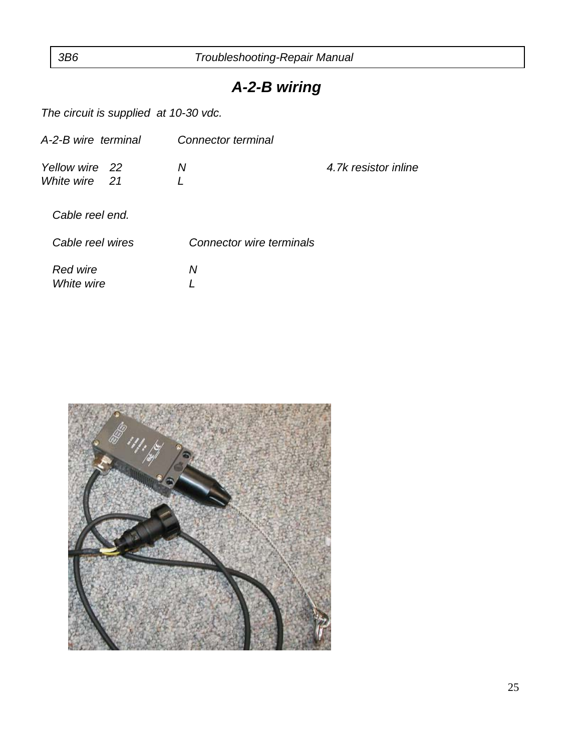## *A-2-B wiring*

*The circuit is supplied at 10-30 vdc.*

| A-2-B wire | terminal | Connector terminal | |
|---|---|---|---|
| Yellow wire | 22 | N | 4.7k resistor inline |
| White wire | 21 | L | |

*Cable reel end.*

| Cable reel wires | Connector wire terminals |
|---|---|
| Red wire | N |
| White wire | L |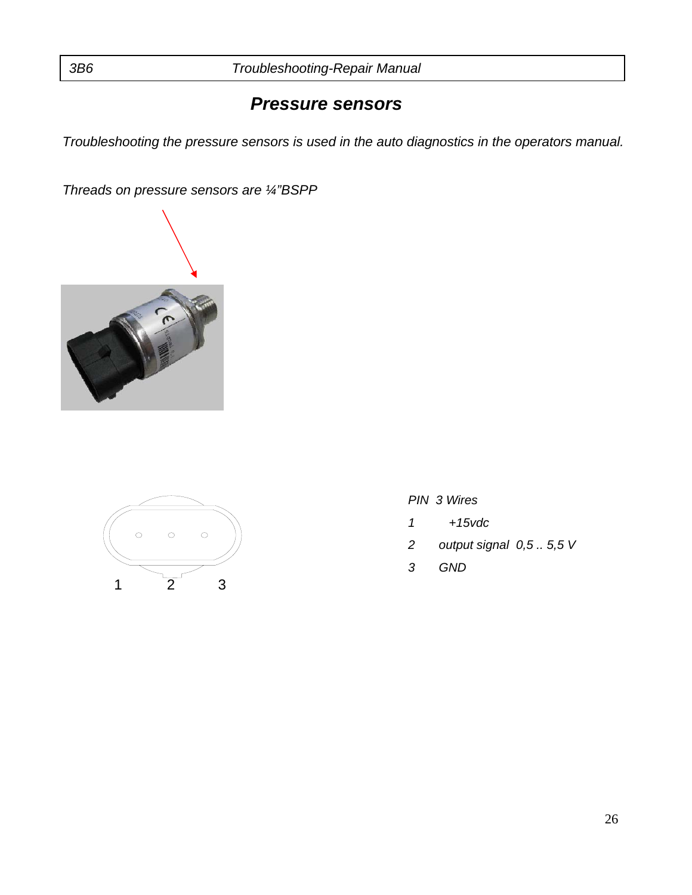# *Pressure sensors*

*Troubleshooting the pressure sensors is used in the auto diagnostics in the operators manual.*

*Threads on pressure sensors are ¼"BSPP*

1 2 3

| *PIN* | *3 Wires* |
|---|---|
| *1* | *+15vdc* |
| *2* | *output signal 0,5 .. 5,5 V* |
| *3* | *GND* |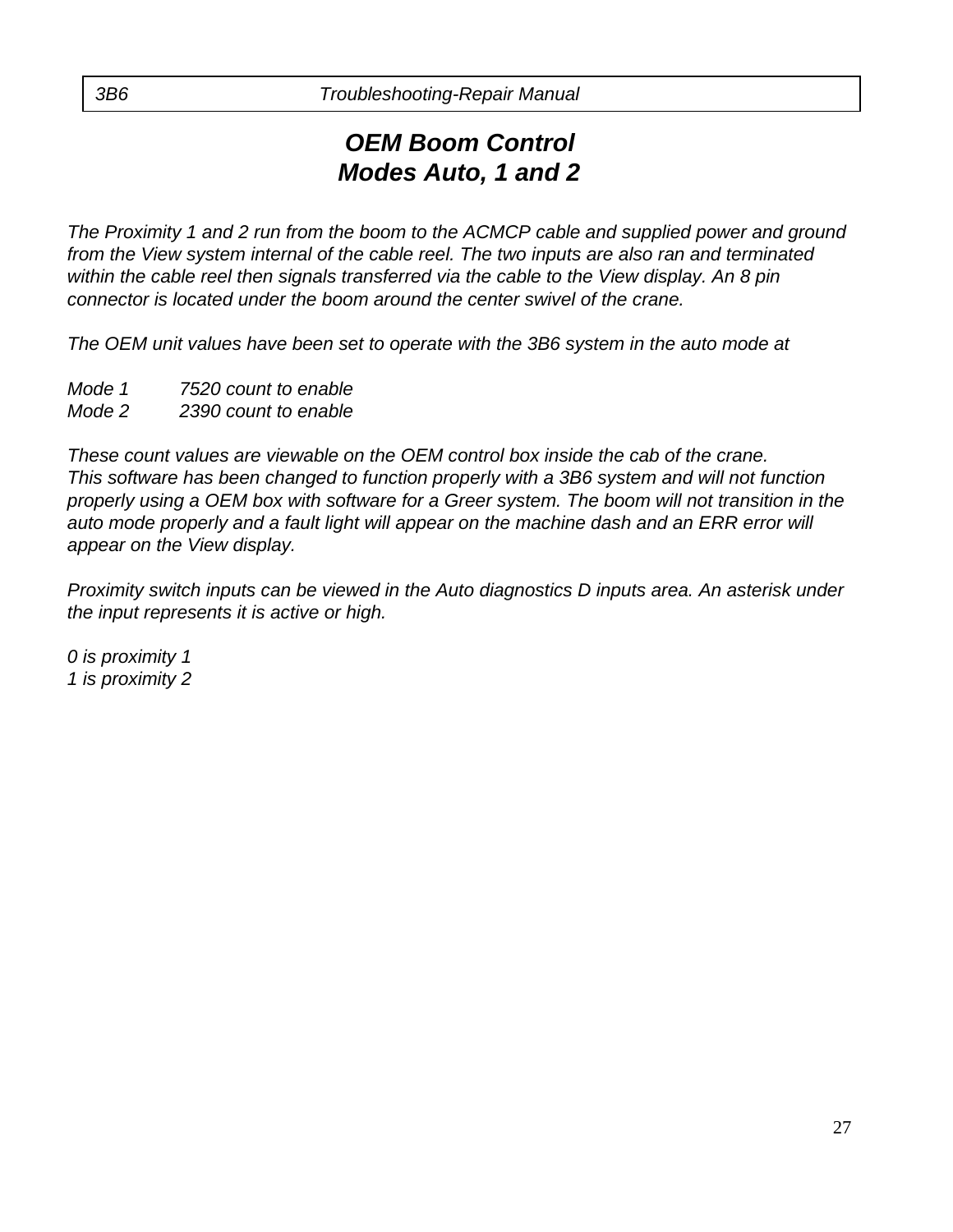# *OEM Boom Control*
# *Modes Auto, 1 and 2*

*The Proximity 1 and 2 run from the boom to the ACMCP cable and supplied power and ground from the View system internal of the cable reel. The two inputs are also ran and terminated within the cable reel then signals transferred via the cable to the View display. An 8 pin connector is located under the boom around the center swivel of the crane.*

*The OEM unit values have been set to operate with the 3B6 system in the auto mode at*

*Mode 1 7520 count to enable*
*Mode 2 2390 count to enable*

*These count values are viewable on the OEM control box inside the cab of the crane. This software has been changed to function properly with a 3B6 system and will not function properly using a OEM box with software for a Greer system. The boom will not transition in the auto mode properly and a fault light will appear on the machine dash and an ERR error will appear on the View display.*

*Proximity switch inputs can be viewed in the Auto diagnostics D inputs area. An asterisk under the input represents it is active or high.*

*0 is proximity 1*
*1 is proximity 2*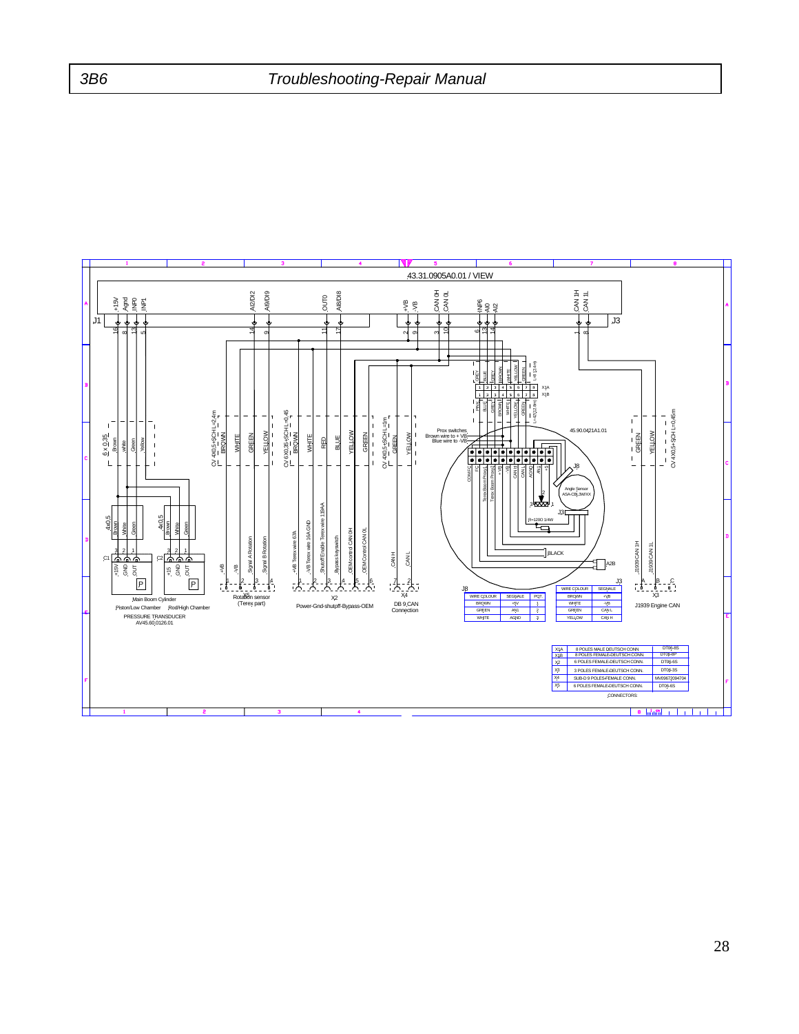43.31.0905A0.01 / VIEW

J1

+15V
Agnd
INP0
INP1

AI2/DI2
AI9/DI9

OUT0
AI8/DI8

+VB
-VB

CAN 0H
CAN 0L

INP6
AI0
AI2

CAN 1H
CAN 1L

J3

16 8 13 5 14 9 11 17 2 9 3 10 6 13 14 1 8

GREY
BLUE
GREY
BROWN
WHITE
YELLOW
GREEN
L=8 (2,4m)

X1A
X1B

PINK
BLUE
GREY
BROWN
WHITE
YELLOW
GREEN
L=40(12,8m)

6 X 0,35
Brown
white
Green
Yellow

CV 4X0,5+SCH L=2,4m
BROWN
WHITE
GREEN
YELLOW

CV 6X0,35+SCH L=0,45
BROWN
WHITE
RED
BLUE
YELLOW
GREEN

CV 4X0,5+SCH L=1m
GREEN
YELLOW

Prox switches
Brown wire to + VB
Blue wire to -VB

45.90.0421A1.01

GREEN
YELLOW
CV 4X0,5+SCH L=0,45m

COM FC
FC
Terex Boom Prox
Terex Boom Prox
+VB
-VB
CAN H
CAN L
AGND
AN1
+5

J8

Angle Sensor
ASA-C8L3M/XX

R=120Ω 1/4W

J3

BLACK

A2B

4x0,5
Brown
White
Green

4x0,5
Brown
White
Green

C1
+15V
GND
OUT
P

C2
+15
GND
OUT
P

Main Boom Cylinder
Piston/Low Chamber
Rod/High Chamber
PRESSURE TRANSDUCER
AV45.60,0126.01

+VB
-VB
Signal A Rotation
Signal B Rotation

X5
Rotation sensor
(Terex part)

+VB Terex wire 67A
-VB Terex wire 16A GND
Shutoff Enable Terex wire 139AA
Bypass keyswitch
OEM control CAN 0H
OEM Control CAN 0L

X2
Power-Gnd-shutoff-Bypass-OEM

CAN H
CAN L

X4
DB 9 CAN
Connection

J1939 CAN 1H
J1939 CAN 1L

X3
J1939 Engine CAN

J8

| WIRE COLOUR | SEGNALE | POT. |
|---|---|---|
| BROWN | +5V | 1 |
| GREEN | AN1 | 2 |
| WHITE | AGND | 3 |

J3

| WIRE COLOUR | SEGNALE |
|---|---|
| BROWN | +VB |
| WHITE | -VB |
| GREEN | CAN L |
| YELLOW | CAN H |

| | | |
|---|---|---|
| X1A | 8 POLES MALE DEUTSCH CONN. | DT06-8S |
| X1B | 8 POLES FEMALE DEUTSCH CONN. | DT06-8P |
| X2 | 6 POLES FEMALE DEUTSCH CONN. | DT06-6S |
| X3 | 3 POLES FEMALE DEUTSCH CONN. | DT06-3S |
| X4 | SUB-D 9 POLES FEMALE CONN. | MV00672094704 |
| X5 | 6 POLES FEMALE DEUTSCH CONN. | DT06-6S |

CONNECTORS: